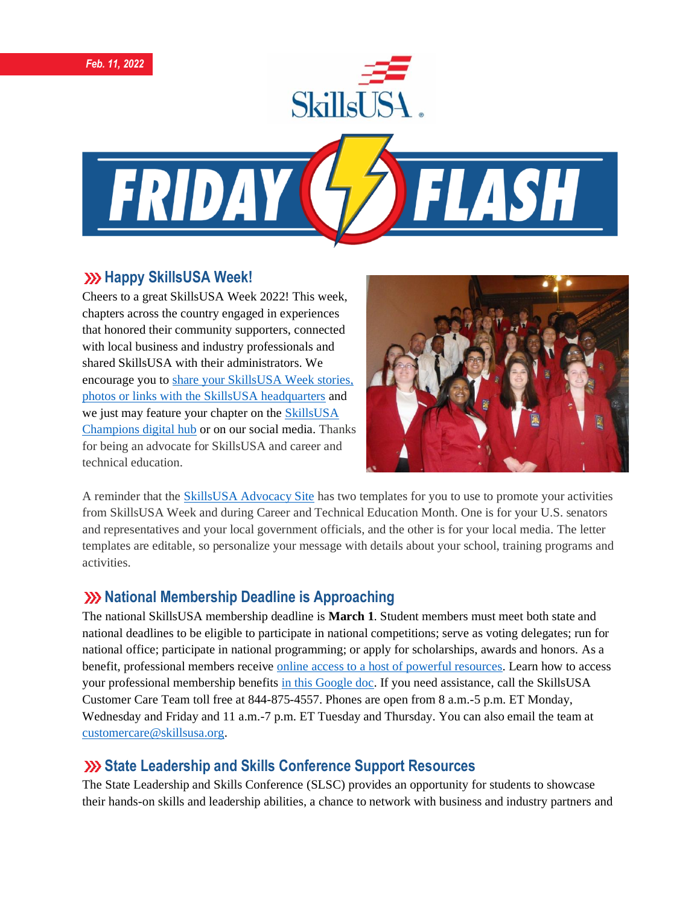*Feb. 11, 2022*

# SkillsUSA FRIDAY FLASH

## Happy SkillsUSA Week!

Cheers to a great SkillsUSA Week 2022! This week, chapters across the country engaged in experiences that honored their community supporters, connected with local business and industry professionals and shared SkillsUSA with their administrators. We encourage you to share your SkillsUSA Week stories, photos or links with the SkillsUSA headquarters and we just may feature your chapter on the SkillsUSA Champions digital hub or on our social media. Thanks for being an advocate for SkillsUSA and career and technical education.

A reminder that the SkillsUSA Advocacy Site has two templates for you to use to promote your activities from SkillsUSA Week and during Career and Technical Education Month. One is for your U.S. senators and representatives and your local government officials, and the other is for your local media. The letter templates are editable, so personalize your message with details about your school, training programs and activities.

## National Membership Deadline is Approaching

The national SkillsUSA membership deadline is **March 1**. Student members must meet both state and national deadlines to be eligible to participate in national competitions; serve as voting delegates; run for national office; participate in national programming; or apply for scholarships, awards and honors. As a benefit, professional members receive online access to a host of powerful resources. Learn how to access your professional membership benefits in this Google doc. If you need assistance, call the SkillsUSA Customer Care Team toll free at 844-875-4557. Phones are open from 8 a.m.-5 p.m. ET Monday, Wednesday and Friday and 11 a.m.-7 p.m. ET Tuesday and Thursday. You can also email the team at customercare@skillsusa.org.

## State Leadership and Skills Conference Support Resources

The State Leadership and Skills Conference (SLSC) provides an opportunity for students to showcase their hands-on skills and leadership abilities, a chance to network with business and industry partners and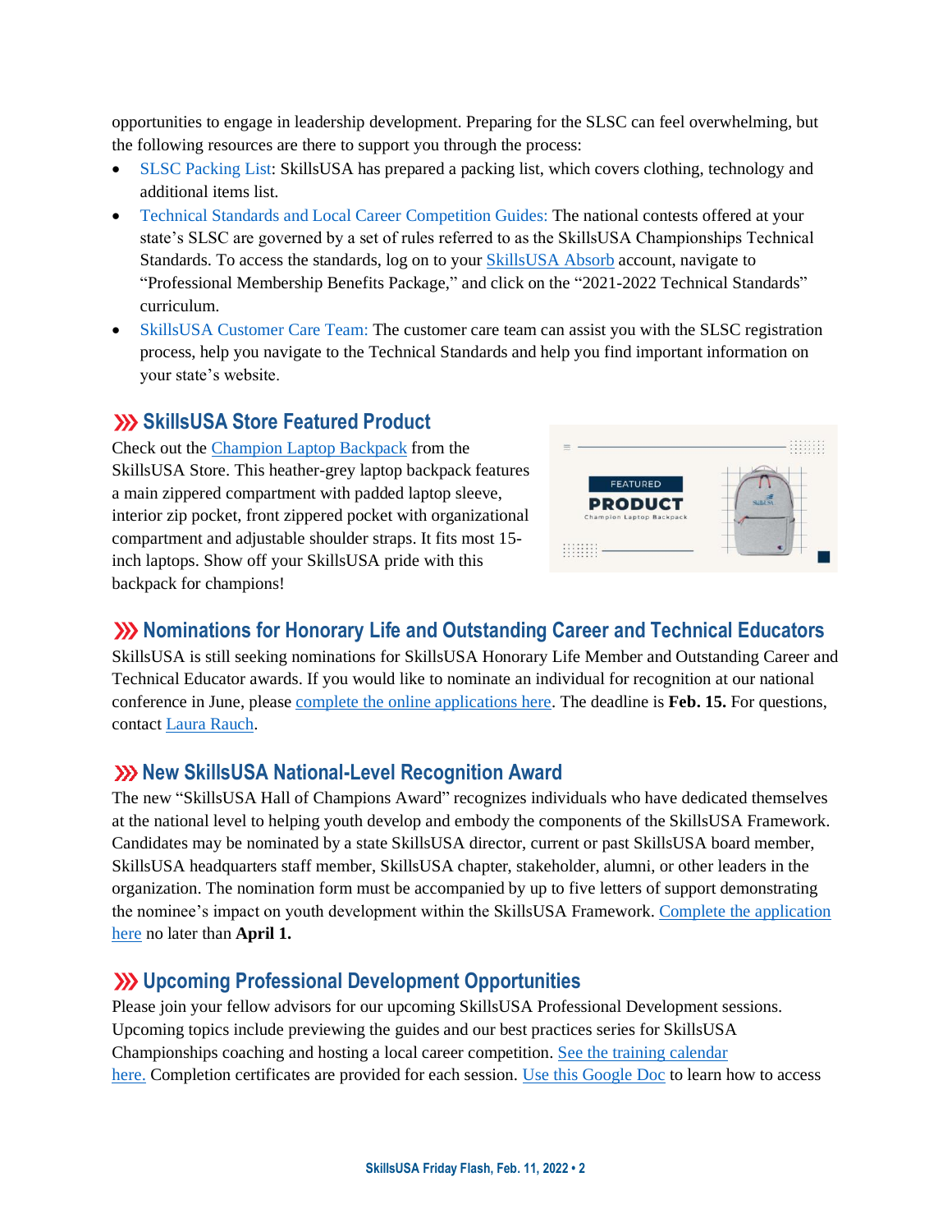opportunities to engage in leadership development. Preparing for the SLSC can feel overwhelming, but the following resources are there to support you through the process:

- SLSC Packing List: SkillsUSA has prepared a packing list, which covers clothing, technology and additional items list.
- Technical Standards and Local Career Competition Guides: The national contests offered at your state's SLSC are governed by a set of rules referred to as the SkillsUSA Championships Technical Standards. To access the standards, log on to your SkillsUSA Absorb account, navigate to "Professional Membership Benefits Package," and click on the "2021-2022 Technical Standards" curriculum.
- SkillsUSA Customer Care Team: The customer care team can assist you with the SLSC registration process, help you navigate to the Technical Standards and help you find important information on your state's website.

## SkillsUSA Store Featured Product

Check out the Champion Laptop Backpack from the SkillsUSA Store. This heather-grey laptop backpack features a main zippered compartment with padded laptop sleeve, interior zip pocket, front zippered pocket with organizational compartment and adjustable shoulder straps. It fits most 15-inch laptops. Show off your SkillsUSA pride with this backpack for champions!

## Nominations for Honorary Life and Outstanding Career and Technical Educators

SkillsUSA is still seeking nominations for SkillsUSA Honorary Life Member and Outstanding Career and Technical Educator awards. If you would like to nominate an individual for recognition at our national conference in June, please complete the online applications here. The deadline is **Feb. 15.** For questions, contact Laura Rauch.

## New SkillsUSA National-Level Recognition Award

The new "SkillsUSA Hall of Champions Award" recognizes individuals who have dedicated themselves at the national level to helping youth develop and embody the components of the SkillsUSA Framework. Candidates may be nominated by a state SkillsUSA director, current or past SkillsUSA board member, SkillsUSA headquarters staff member, SkillsUSA chapter, stakeholder, alumni, or other leaders in the organization. The nomination form must be accompanied by up to five letters of support demonstrating the nominee's impact on youth development within the SkillsUSA Framework. Complete the application here no later than **April 1.**

## Upcoming Professional Development Opportunities

Please join your fellow advisors for our upcoming SkillsUSA Professional Development sessions. Upcoming topics include previewing the guides and our best practices series for SkillsUSA Championships coaching and hosting a local career competition. See the training calendar here. Completion certificates are provided for each session. Use this Google Doc to learn how to access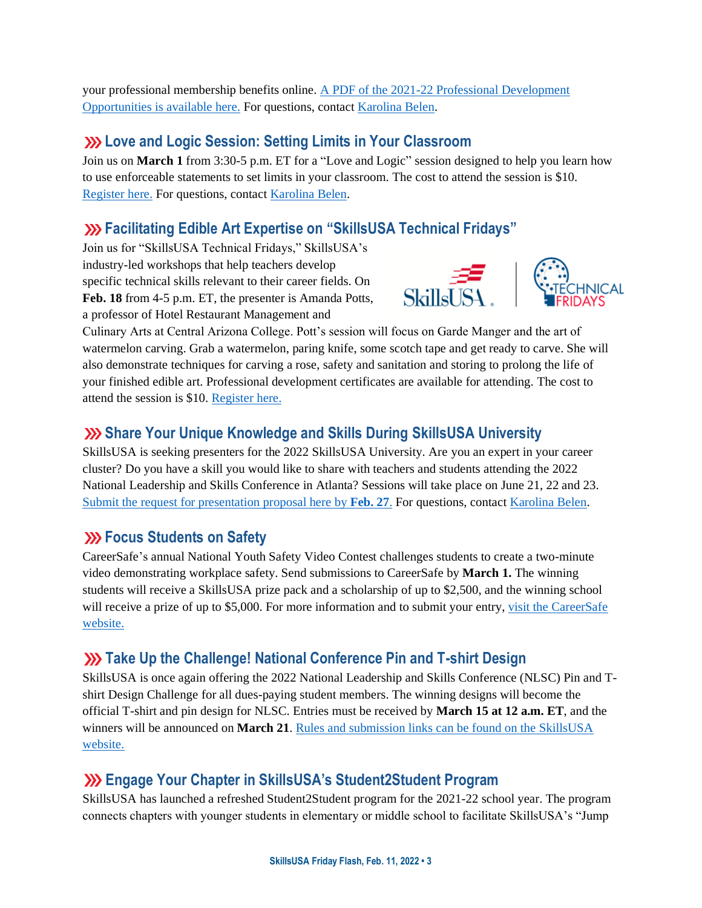your professional membership benefits online. A PDF of the 2021-22 Professional Development Opportunities is available here. For questions, contact Karolina Belen.

## ⟫ Love and Logic Session: Setting Limits in Your Classroom

Join us on **March 1** from 3:30-5 p.m. ET for a "Love and Logic" session designed to help you learn how to use enforceable statements to set limits in your classroom. The cost to attend the session is $10. Register here. For questions, contact Karolina Belen.

## ⟫ Facilitating Edible Art Expertise on "SkillsUSA Technical Fridays"

Join us for "SkillsUSA Technical Fridays," SkillsUSA's industry-led workshops that help teachers develop specific technical skills relevant to their career fields. On **Feb. 18** from 4-5 p.m. ET, the presenter is Amanda Potts, a professor of Hotel Restaurant Management and Culinary Arts at Central Arizona College. Pott's session will focus on Garde Manger and the art of watermelon carving. Grab a watermelon, paring knife, some scotch tape and get ready to carve. She will also demonstrate techniques for carving a rose, safety and sanitation and storing to prolong the life of your finished edible art. Professional development certificates are available for attending. The cost to attend the session is $10. Register here.

## ⟫ Share Your Unique Knowledge and Skills During SkillsUSA University

SkillsUSA is seeking presenters for the 2022 SkillsUSA University. Are you an expert in your career cluster? Do you have a skill you would like to share with teachers and students attending the 2022 National Leadership and Skills Conference in Atlanta? Sessions will take place on June 21, 22 and 23. Submit the request for presentation proposal here by **Feb. 27**. For questions, contact Karolina Belen.

## ⟫ Focus Students on Safety

CareerSafe's annual National Youth Safety Video Contest challenges students to create a two-minute video demonstrating workplace safety. Send submissions to CareerSafe by **March 1.** The winning students will receive a SkillsUSA prize pack and a scholarship of up to $2,500, and the winning school will receive a prize of up to $5,000. For more information and to submit your entry, visit the CareerSafe website.

## ⟫ Take Up the Challenge! National Conference Pin and T-shirt Design

SkillsUSA is once again offering the 2022 National Leadership and Skills Conference (NLSC) Pin and T-shirt Design Challenge for all dues-paying student members. The winning designs will become the official T-shirt and pin design for NLSC. Entries must be received by **March 15 at 12 a.m. ET**, and the winners will be announced on **March 21**. Rules and submission links can be found on the SkillsUSA website.

## ⟫ Engage Your Chapter in SkillsUSA's Student2Student Program

SkillsUSA has launched a refreshed Student2Student program for the 2021-22 school year. The program connects chapters with younger students in elementary or middle school to facilitate SkillsUSA's "Jump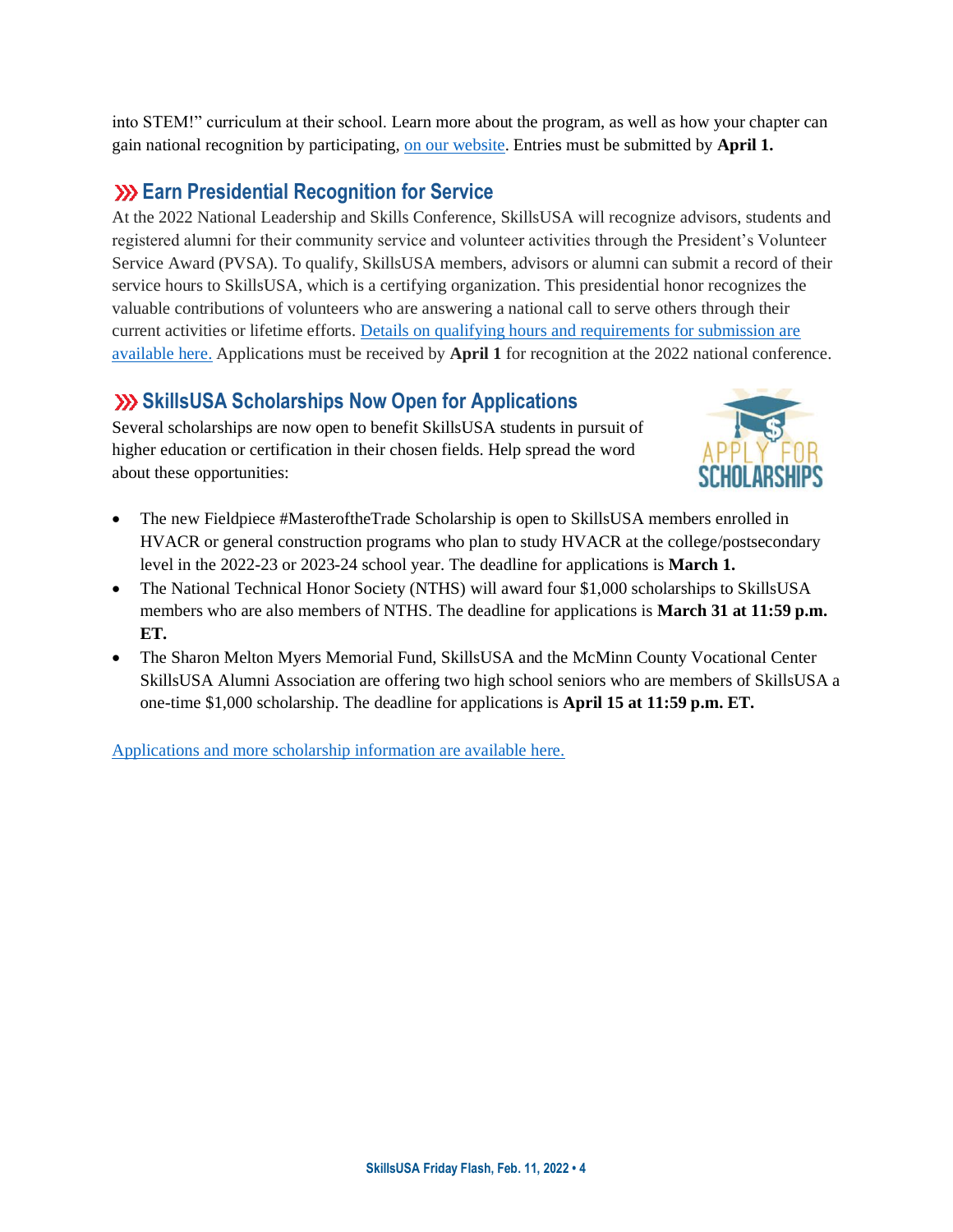into STEM!" curriculum at their school. Learn more about the program, as well as how your chapter can gain national recognition by participating, [on our website](). Entries must be submitted by **April 1.**

## ››› Earn Presidential Recognition for Service

At the 2022 National Leadership and Skills Conference, SkillsUSA will recognize advisors, students and registered alumni for their community service and volunteer activities through the President's Volunteer Service Award (PVSA). To qualify, SkillsUSA members, advisors or alumni can submit a record of their service hours to SkillsUSA, which is a certifying organization. This presidential honor recognizes the valuable contributions of volunteers who are answering a national call to serve others through their current activities or lifetime efforts. [Details on qualifying hours and requirements for submission are available here.]() Applications must be received by **April 1** for recognition at the 2022 national conference.

## ››› SkillsUSA Scholarships Now Open for Applications

Several scholarships are now open to benefit SkillsUSA students in pursuit of higher education or certification in their chosen fields. Help spread the word about these opportunities:

- The new Fieldpiece #MasteroftheTrade Scholarship is open to SkillsUSA members enrolled in HVACR or general construction programs who plan to study HVACR at the college/postsecondary level in the 2022-23 or 2023-24 school year. The deadline for applications is **March 1.**
- The National Technical Honor Society (NTHS) will award four $1,000 scholarships to SkillsUSA members who are also members of NTHS. The deadline for applications is **March 31 at 11:59 p.m. ET.**
- The Sharon Melton Myers Memorial Fund, SkillsUSA and the McMinn County Vocational Center SkillsUSA Alumni Association are offering two high school seniors who are members of SkillsUSA a one-time $1,000 scholarship. The deadline for applications is **April 15 at 11:59 p.m. ET.**

[Applications and more scholarship information are available here.]()